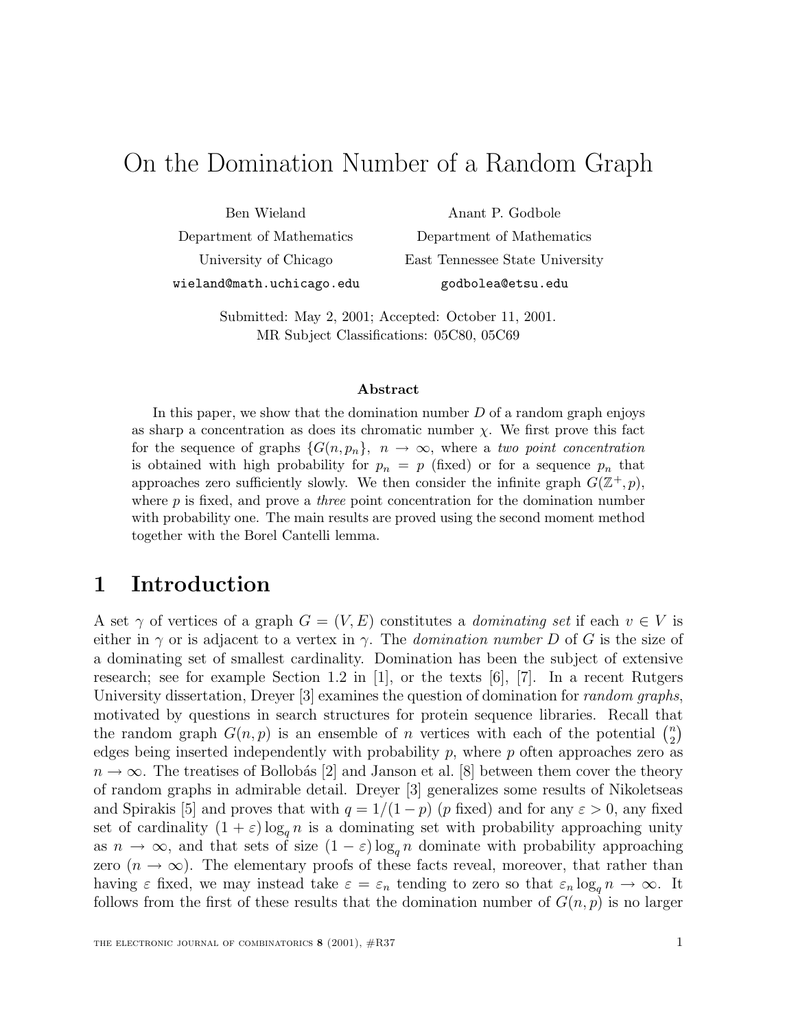# On the Domination Number of a Random Graph

Ben Wieland
Department of Mathematics
University of Chicago
wieland@math.uchicago.edu

Anant P. Godbole
Department of Mathematics
East Tennessee State University
godbolea@etsu.edu

Submitted: May 2, 2001; Accepted: October 11, 2001.
MR Subject Classifications: 05C80, 05C69

### Abstract

In this paper, we show that the domination number $D$ of a random graph enjoys as sharp a concentration as does its chromatic number $\chi$. We first prove this fact for the sequence of graphs $\{G(n, p_n\},\ n \to \infty$, where a *two point concentration* is obtained with high probability for $p_n = p$ (fixed) or for a sequence $p_n$ that approaches zero sufficiently slowly. We then consider the infinite graph $G(\mathbb{Z}^+, p)$, where $p$ is fixed, and prove a *three* point concentration for the domination number with probability one. The main results are proved using the second moment method together with the Borel Cantelli lemma.

## 1 Introduction

A set $\gamma$ of vertices of a graph $G = (V, E)$ constitutes a *dominating set* if each $v \in V$ is either in $\gamma$ or is adjacent to a vertex in $\gamma$. The *domination number* $D$ of $G$ is the size of a dominating set of smallest cardinality. Domination has been the subject of extensive research; see for example Section 1.2 in [1], or the texts [6], [7]. In a recent Rutgers University dissertation, Dreyer [3] examines the question of domination for *random graphs*, motivated by questions in search structures for protein sequence libraries. Recall that the random graph $G(n, p)$ is an ensemble of $n$ vertices with each of the potential $\binom{n}{2}$ edges being inserted independently with probability $p$, where $p$ often approaches zero as $n \to \infty$. The treatises of Bollobás [2] and Janson et al. [8] between them cover the theory of random graphs in admirable detail. Dreyer [3] generalizes some results of Nikoletseas and Spirakis [5] and proves that with $q = 1/(1-p)$ ($p$ fixed) and for any $\varepsilon > 0$, any fixed set of cardinality $(1+\varepsilon)\log_q n$ is a dominating set with probability approaching unity as $n \to \infty$, and that sets of size $(1-\varepsilon)\log_q n$ dominate with probability approaching zero ($n \to \infty$). The elementary proofs of these facts reveal, moreover, that rather than having $\varepsilon$ fixed, we may instead take $\varepsilon = \varepsilon_n$ tending to zero so that $\varepsilon_n \log_q n \to \infty$. It follows from the first of these results that the domination number of $G(n, p)$ is no larger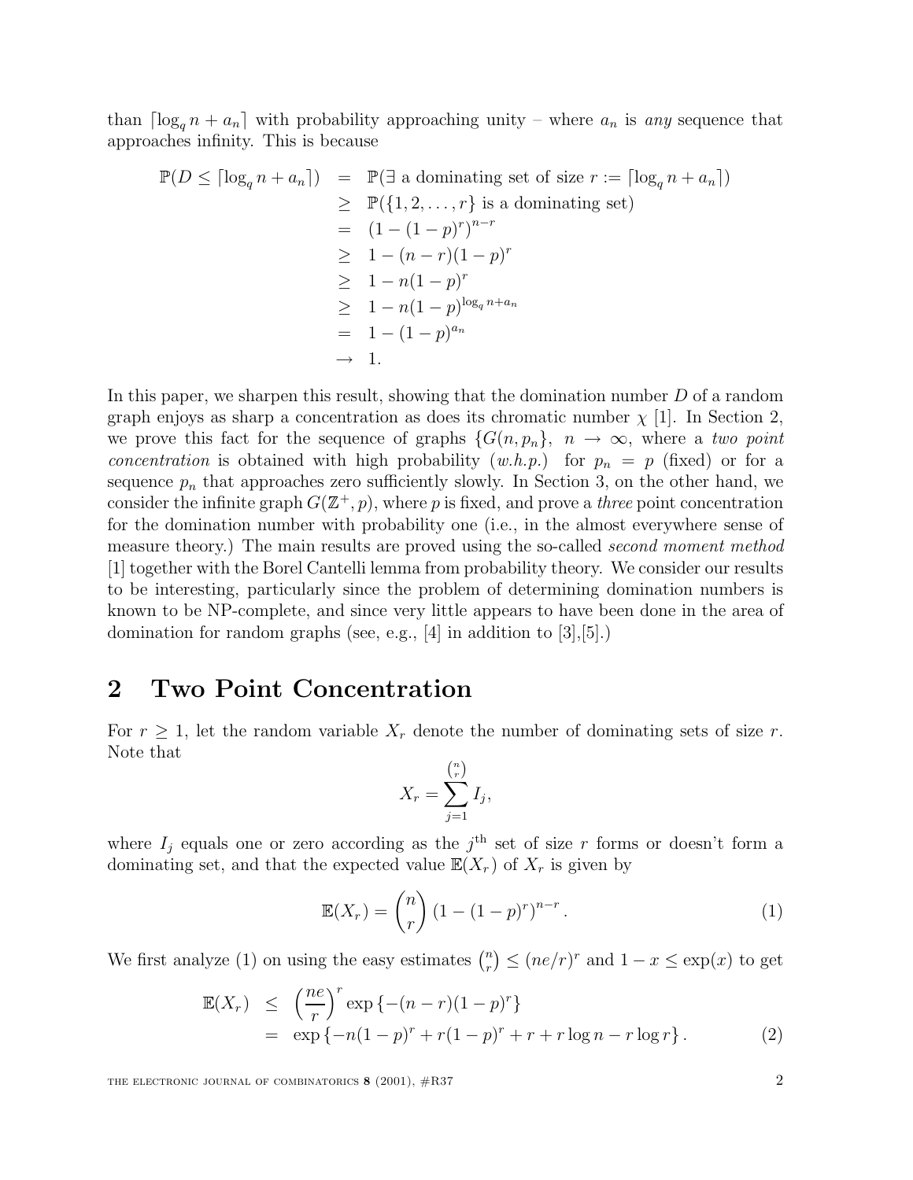than $\lceil \log_q n + a_n \rceil$ with probability approaching unity – where $a_n$ is *any* sequence that approaches infinity. This is because

$$
\begin{aligned}
\mathbb{P}(D \le \lceil \log_q n + a_n \rceil) &= \mathbb{P}(\exists \text{ a dominating set of size } r := \lceil \log_q n + a_n \rceil) \\
&\ge \mathbb{P}(\{1, 2, \ldots, r\} \text{ is a dominating set}) \\
&= (1 - (1-p)^r)^{n-r} \\
&\ge 1 - (n-r)(1-p)^r \\
&\ge 1 - n(1-p)^r \\
&\ge 1 - n(1-p)^{\log_q n + a_n} \\
&= 1 - (1-p)^{a_n} \\
&\to 1.
\end{aligned}
$$

In this paper, we sharpen this result, showing that the domination number $D$ of a random graph enjoys as sharp a concentration as does its chromatic number $\chi$ [1]. In Section 2, we prove this fact for the sequence of graphs $\{G(n, p_n\}$, $n \to \infty$, where a *two point concentration* is obtained with high probability (*w.h.p.*) for $p_n = p$ (fixed) or for a sequence $p_n$ that approaches zero sufficiently slowly. In Section 3, on the other hand, we consider the infinite graph $G(\mathbb{Z}^+, p)$, where $p$ is fixed, and prove a *three* point concentration for the domination number with probability one (i.e., in the almost everywhere sense of measure theory.) The main results are proved using the so-called *second moment method* [1] together with the Borel Cantelli lemma from probability theory. We consider our results to be interesting, particularly since the problem of determining domination numbers is known to be NP-complete, and since very little appears to have been done in the area of domination for random graphs (see, e.g., [4] in addition to [3],[5].)

## 2 Two Point Concentration

For $r \ge 1$, let the random variable $X_r$ denote the number of dominating sets of size $r$. Note that

$$
X_r = \sum_{j=1}^{\binom{n}{r}} I_j,
$$

where $I_j$ equals one or zero according as the $j^{\text{th}}$ set of size $r$ forms or doesn't form a dominating set, and that the expected value $\mathbb{E}(X_r)$ of $X_r$ is given by

$$
\mathbb{E}(X_r) = \binom{n}{r} (1 - (1-p)^r)^{n-r}. \tag{1}
$$

We first analyze (1) on using the easy estimates $\binom{n}{r} \le (ne/r)^r$ and $1 - x \le \exp(x)$ to get

$$
\begin{aligned}
\mathbb{E}(X_r) &\le \left(\frac{ne}{r}\right)^r \exp\{-(n-r)(1-p)^r\} \\
&= \exp\{-n(1-p)^r + r(1-p)^r + r + r\log n - r\log r\}.
\end{aligned} \tag{2}
$$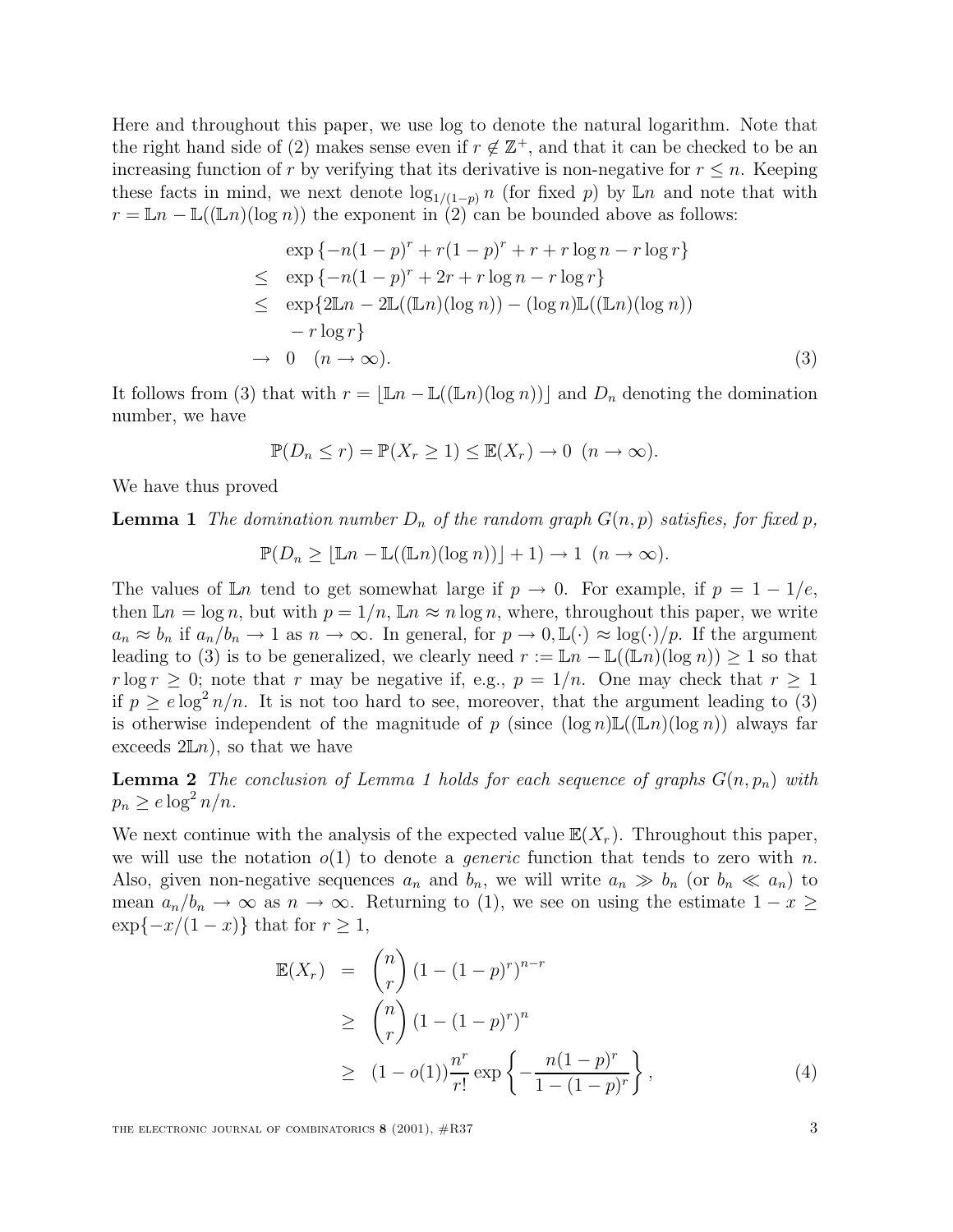Here and throughout this paper, we use log to denote the natural logarithm. Note that the right hand side of (2) makes sense even if $r \notin \mathbb{Z}^+$, and that it can be checked to be an increasing function of $r$ by verifying that its derivative is non-negative for $r \leq n$. Keeping these facts in mind, we next denote $\log_{1/(1-p)} n$ (for fixed $p$) by $\mathbb{L}n$ and note that with $r = \mathbb{L}n - \mathbb{L}((\mathbb{L}n)(\log n))$ the exponent in (2) can be bounded above as follows:

$$
\begin{aligned}
& \exp\left\{-n(1-p)^r + r(1-p)^r + r + r\log n - r\log r\right\} \\
\leq\ & \exp\left\{-n(1-p)^r + 2r + r\log n - r\log r\right\} \\
\leq\ & \exp\{2\mathbb{L}n - 2\mathbb{L}((\mathbb{L}n)(\log n)) - (\log n)\mathbb{L}((\mathbb{L}n)(\log n)) \\
& \quad - r\log r\} \\
\to\ & 0 \quad (n \to \infty). 
\end{aligned} \tag{3}
$$

It follows from (3) that with $r = \lfloor \mathbb{L}n - \mathbb{L}((\mathbb{L}n)(\log n)) \rfloor$ and $D_n$ denoting the domination number, we have

$$
\mathbb{P}(D_n \leq r) = \mathbb{P}(X_r \geq 1) \leq \mathbb{E}(X_r) \to 0 \ \ (n \to \infty).
$$

We have thus proved

**Lemma 1** *The domination number $D_n$ of the random graph $G(n,p)$ satisfies, for fixed $p$,*

$$
\mathbb{P}(D_n \geq \lfloor \mathbb{L}n - \mathbb{L}((\mathbb{L}n)(\log n)) \rfloor + 1) \to 1 \ \ (n \to \infty).
$$

The values of $\mathbb{L}n$ tend to get somewhat large if $p \to 0$. For example, if $p = 1 - 1/e$, then $\mathbb{L}n = \log n$, but with $p = 1/n$, $\mathbb{L}n \approx n \log n$, where, throughout this paper, we write $a_n \approx b_n$ if $a_n/b_n \to 1$ as $n \to \infty$. In general, for $p \to 0, \mathbb{L}(\cdot) \approx \log(\cdot)/p$. If the argument leading to (3) is to be generalized, we clearly need $r := \mathbb{L}n - \mathbb{L}((\mathbb{L}n)(\log n)) \geq 1$ so that $r \log r \geq 0$; note that $r$ may be negative if, e.g., $p = 1/n$. One may check that $r \geq 1$ if $p \geq e \log^2 n/n$. It is not too hard to see, moreover, that the argument leading to (3) is otherwise independent of the magnitude of $p$ (since $(\log n)\mathbb{L}((\mathbb{L}n)(\log n))$ always far exceeds $2\mathbb{L}n$), so that we have

**Lemma 2** *The conclusion of Lemma 1 holds for each sequence of graphs $G(n, p_n)$ with $p_n \geq e \log^2 n/n$.*

We next continue with the analysis of the expected value $\mathbb{E}(X_r)$. Throughout this paper, we will use the notation $o(1)$ to denote a *generic* function that tends to zero with $n$. Also, given non-negative sequences $a_n$ and $b_n$, we will write $a_n \gg b_n$ (or $b_n \ll a_n$) to mean $a_n/b_n \to \infty$ as $n \to \infty$. Returning to (1), we see on using the estimate $1 - x \geq \exp\{-x/(1-x)\}$ that for $r \geq 1$,

$$
\begin{aligned}
\mathbb{E}(X_r) &= \binom{n}{r}\left(1 - (1-p)^r\right)^{n-r} \\
&\geq \binom{n}{r}\left(1 - (1-p)^r\right)^{n} \\
&\geq (1 - o(1))\frac{n^r}{r!}\exp\left\{-\frac{n(1-p)^r}{1-(1-p)^r}\right\},
\end{aligned} \tag{4}
$$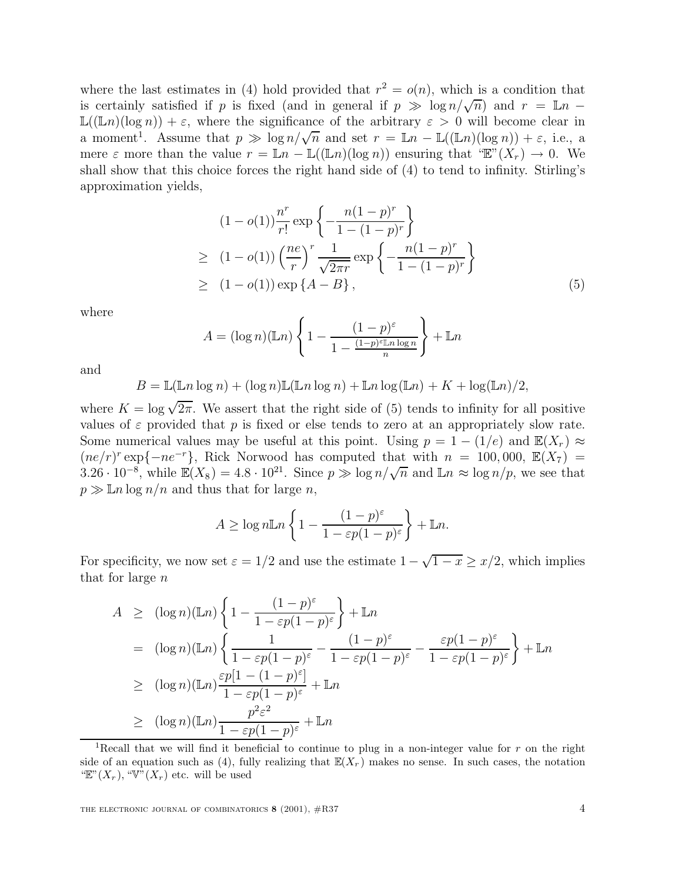where the last estimates in (4) hold provided that $r^2 = o(n)$, which is a condition that is certainly satisfied if $p$ is fixed (and in general if $p \gg \log n/\sqrt{n}$) and $r = \mathbb{L}n - \mathbb{L}((\mathbb{L}n)(\log n)) + \varepsilon$, where the significance of the arbitrary $\varepsilon > 0$ will become clear in a moment[1]. Assume that $p \gg \log n/\sqrt{n}$ and set $r = \mathbb{L}n - \mathbb{L}((\mathbb{L}n)(\log n)) + \varepsilon$, i.e., a mere $\varepsilon$ more than the value $r = \mathbb{L}n - \mathbb{L}((\mathbb{L}n)(\log n))$ ensuring that "$\mathbb{E}$"$(X_r) \to 0$. We shall show that this choice forces the right hand side of (4) to tend to infinity. Stirling's approximation yields,

$$
\begin{aligned}
& (1 - o(1))\frac{n^r}{r!}\exp\left\{-\frac{n(1-p)^r}{1-(1-p)^r}\right\} \\
\geq\ & (1 - o(1))\left(\frac{ne}{r}\right)^r \frac{1}{\sqrt{2\pi r}}\exp\left\{-\frac{n(1-p)^r}{1-(1-p)^r}\right\} \\
\geq\ & (1 - o(1))\exp\left\{A - B\right\}, \qquad (5)
\end{aligned}
$$

where

$$
A = (\log n)(\mathbb{L}n)\left\{1 - \frac{(1-p)^\varepsilon}{1 - \frac{(1-p)^\varepsilon \mathbb{L}n \log n}{n}}\right\} + \mathbb{L}n
$$

and

$$
B = \mathbb{L}(\mathbb{L}n \log n) + (\log n)\mathbb{L}(\mathbb{L}n \log n) + \mathbb{L}n \log(\mathbb{L}n) + K + \log(\mathbb{L}n)/2,
$$

where $K = \log\sqrt{2\pi}$. We assert that the right side of (5) tends to infinity for all positive values of $\varepsilon$ provided that $p$ is fixed or else tends to zero at an appropriately slow rate. Some numerical values may be useful at this point. Using $p = 1 - (1/e)$ and $\mathbb{E}(X_r) \approx (ne/r)^r \exp\{-ne^{-r}\}$, Rick Norwood has computed that with $n = 100,000$, $\mathbb{E}(X_7) = 3.26 \cdot 10^{-8}$, while $\mathbb{E}(X_8) = 4.8 \cdot 10^{21}$. Since $p \gg \log n/\sqrt{n}$ and $\mathbb{L}n \approx \log n/p$, we see that $p \gg \mathbb{L}n \log n/n$ and thus that for large $n$,

$$
A \geq \log n \mathbb{L}n\left\{1 - \frac{(1-p)^\varepsilon}{1 - \varepsilon p(1-p)^\varepsilon}\right\} + \mathbb{L}n.
$$

For specificity, we now set $\varepsilon = 1/2$ and use the estimate $1 - \sqrt{1-x} \geq x/2$, which implies that for large $n$

$$
\begin{aligned}
A &\geq (\log n)(\mathbb{L}n)\left\{1 - \frac{(1-p)^\varepsilon}{1-\varepsilon p(1-p)^\varepsilon}\right\} + \mathbb{L}n \\
&= (\log n)(\mathbb{L}n)\left\{\frac{1}{1-\varepsilon p(1-p)^\varepsilon} - \frac{(1-p)^\varepsilon}{1-\varepsilon p(1-p)^\varepsilon} - \frac{\varepsilon p(1-p)^\varepsilon}{1-\varepsilon p(1-p)^\varepsilon}\right\} + \mathbb{L}n \\
&\geq (\log n)(\mathbb{L}n)\frac{\varepsilon p[1-(1-p)^\varepsilon]}{1-\varepsilon p(1-p)^\varepsilon} + \mathbb{L}n \\
&\geq (\log n)(\mathbb{L}n)\frac{p^2\varepsilon^2}{1-\varepsilon p(1-p)^\varepsilon} + \mathbb{L}n
\end{aligned}
$$

[1] Recall that we will find it beneficial to continue to plug in a non-integer value for $r$ on the right side of an equation such as (4), fully realizing that $\mathbb{E}(X_r)$ makes no sense. In such cases, the notation "$\mathbb{E}$"$(X_r)$, "$\mathbb{V}$"$(X_r)$ etc. will be used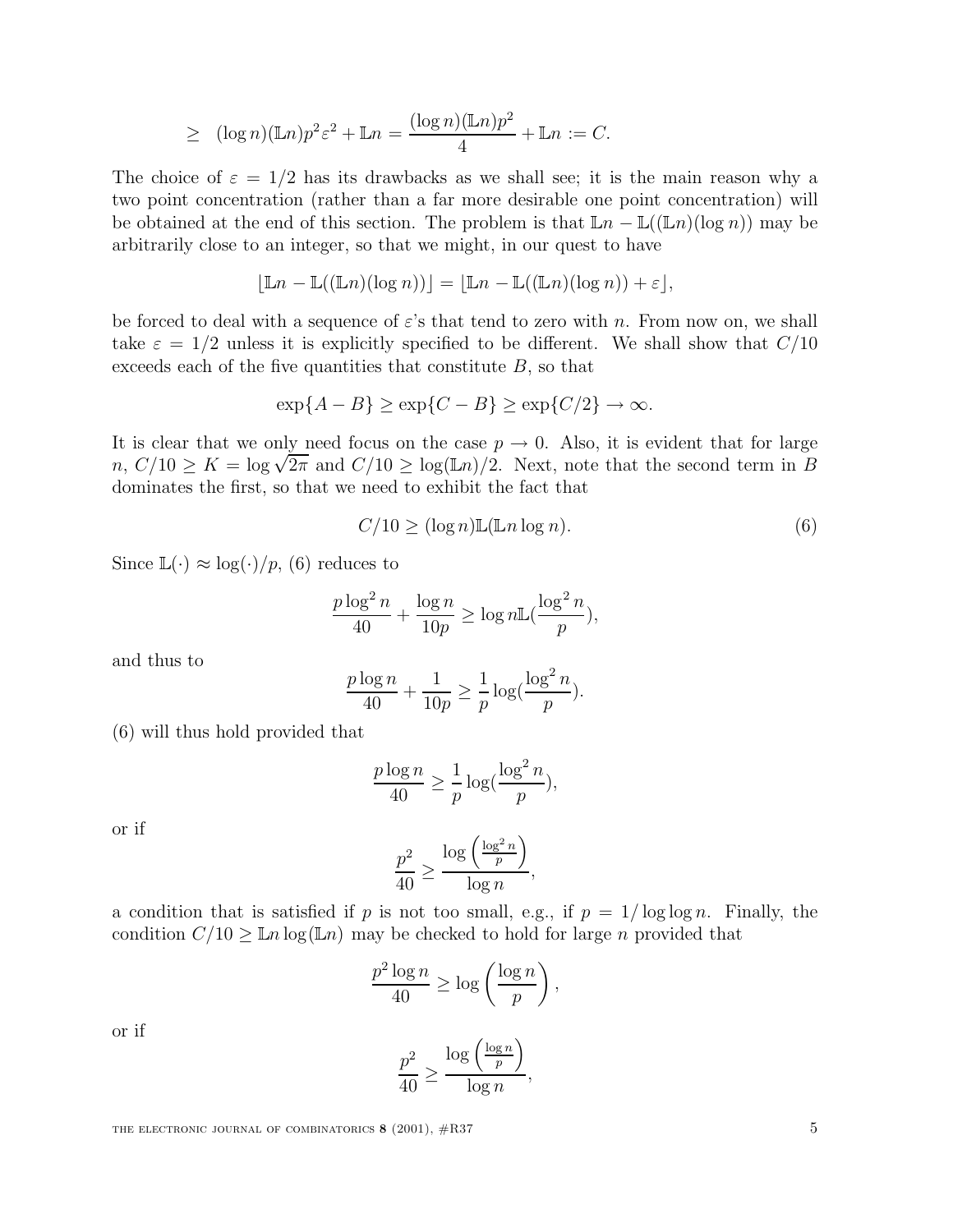$$\geq \quad (\log n)(\mathbb{L}n)p^2\varepsilon^2 + \mathbb{L}n = \frac{(\log n)(\mathbb{L}n)p^2}{4} + \mathbb{L}n := C.$$

The choice of $\varepsilon = 1/2$ has its drawbacks as we shall see; it is the main reason why a two point concentration (rather than a far more desirable one point concentration) will be obtained at the end of this section. The problem is that $\mathbb{L}n - \mathbb{L}((\mathbb{L}n)(\log n))$ may be arbitrarily close to an integer, so that we might, in our quest to have

$$\lfloor \mathbb{L}n - \mathbb{L}((\mathbb{L}n)(\log n)) \rfloor = \lfloor \mathbb{L}n - \mathbb{L}((\mathbb{L}n)(\log n)) + \varepsilon \rfloor,$$

be forced to deal with a sequence of $\varepsilon$'s that tend to zero with $n$. From now on, we shall take $\varepsilon = 1/2$ unless it is explicitly specified to be different. We shall show that $C/10$ exceeds each of the five quantities that constitute $B$, so that

$$\exp\{A - B\} \geq \exp\{C - B\} \geq \exp\{C/2\} \to \infty.$$

It is clear that we only need focus on the case $p \to 0$. Also, it is evident that for large $n$, $C/10 \geq K = \log\sqrt{2\pi}$ and $C/10 \geq \log(\mathbb{L}n)/2$. Next, note that the second term in $B$ dominates the first, so that we need to exhibit the fact that

$$C/10 \geq (\log n)\mathbb{L}(\mathbb{L}n \log n). \tag{6}$$

Since $\mathbb{L}(\cdot) \approx \log(\cdot)/p$, (6) reduces to

$$\frac{p\log^2 n}{40} + \frac{\log n}{10p} \geq \log n \mathbb{L}(\frac{\log^2 n}{p}),$$

and thus to

$$\frac{p\log n}{40} + \frac{1}{10p} \geq \frac{1}{p}\log(\frac{\log^2 n}{p}).$$

(6) will thus hold provided that

$$\frac{p\log n}{40} \geq \frac{1}{p}\log(\frac{\log^2 n}{p}),$$

or if

$$\frac{p^2}{40} \geq \frac{\log\left(\frac{\log^2 n}{p}\right)}{\log n},$$

a condition that is satisfied if $p$ is not too small, e.g., if $p = 1/\log\log n$. Finally, the condition $C/10 \geq \mathbb{L}n \log(\mathbb{L}n)$ may be checked to hold for large $n$ provided that

$$\frac{p^2\log n}{40} \geq \log\left(\frac{\log n}{p}\right),$$

or if

$$\frac{p^2}{40} \geq \frac{\log\left(\frac{\log n}{p}\right)}{\log n},$$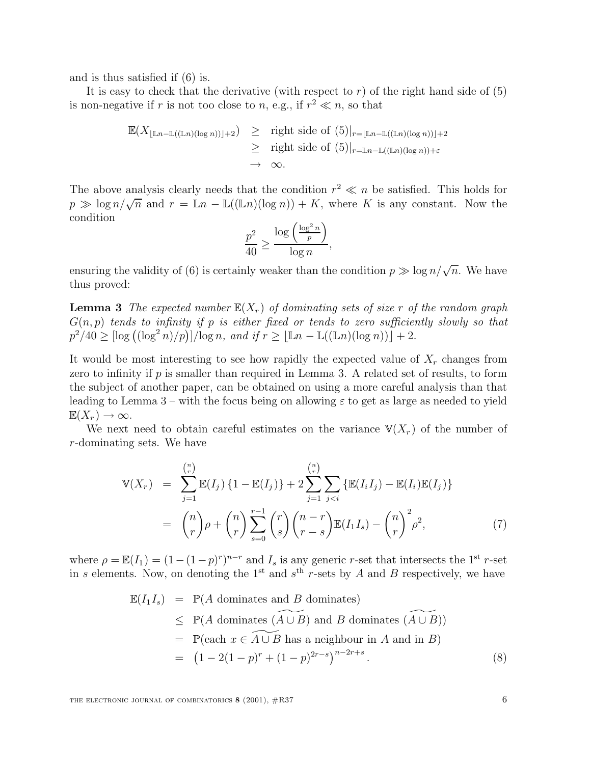and is thus satisfied if (6) is.

It is easy to check that the derivative (with respect to $r$) of the right hand side of (5) is non-negative if $r$ is not too close to $n$, e.g., if $r^2 \ll n$, so that

$$
\begin{aligned}
\mathbb{E}(X_{\lfloor \mathbb{L}n - \mathbb{L}((\mathbb{L}n)(\log n))\rfloor + 2}) &\geq \text{ right side of } (5)|_{r=\lfloor \mathbb{L}n - \mathbb{L}((\mathbb{L}n)(\log n))\rfloor + 2} \\
&\geq \text{ right side of } (5)|_{r=\mathbb{L}n - \mathbb{L}((\mathbb{L}n)(\log n))+\varepsilon} \\
&\to \infty.
\end{aligned}
$$

The above analysis clearly needs that the condition $r^2 \ll n$ be satisfied. This holds for $p \gg \log n/\sqrt{n}$ and $r = \mathbb{L}n - \mathbb{L}((\mathbb{L}n)(\log n)) + K$, where $K$ is any constant. Now the condition

$$
\frac{p^2}{40} \geq \frac{\log\left(\frac{\log^2 n}{p}\right)}{\log n},
$$

ensuring the validity of (6) is certainly weaker than the condition $p \gg \log n/\sqrt{n}$. We have thus proved:

**Lemma 3** *The expected number $\mathbb{E}(X_r)$ of dominating sets of size $r$ of the random graph $G(n,p)$ tends to infinity if $p$ is either fixed or tends to zero sufficiently slowly so that $p^2/40 \geq [\log\left((\log^2 n)/p\right)]/\log n$, and if $r \geq \lfloor \mathbb{L}n - \mathbb{L}((\mathbb{L}n)(\log n))\rfloor + 2$.*

It would be most interesting to see how rapidly the expected value of $X_r$ changes from zero to infinity if $p$ is smaller than required in Lemma 3. A related set of results, to form the subject of another paper, can be obtained on using a more careful analysis than that leading to Lemma 3 – with the focus being on allowing $\varepsilon$ to get as large as needed to yield $\mathbb{E}(X_r) \to \infty$.

We next need to obtain careful estimates on the variance $\mathbb{V}(X_r)$ of the number of $r$-dominating sets. We have

$$
\begin{aligned}
\mathbb{V}(X_r) &= \sum_{j=1}^{\binom{n}{r}} \mathbb{E}(I_j)\{1 - \mathbb{E}(I_j)\} + 2\sum_{j=1}^{\binom{n}{r}}\sum_{j<i}\{\mathbb{E}(I_i I_j) - \mathbb{E}(I_i)\mathbb{E}(I_j)\} \\
&= \binom{n}{r}\rho + \binom{n}{r}\sum_{s=0}^{r-1}\binom{r}{s}\binom{n-r}{r-s}\mathbb{E}(I_1 I_s) - \binom{n}{r}^2\rho^2, \qquad (7)
\end{aligned}
$$

where $\rho = \mathbb{E}(I_1) = (1-(1-p)^r)^{n-r}$ and $I_s$ is any generic $r$-set that intersects the 1st $r$-set in $s$ elements. Now, on denoting the 1st and $s$th $r$-sets by $A$ and $B$ respectively, we have

$$
\begin{aligned}
\mathbb{E}(I_1 I_s) &= \mathbb{P}(A \text{ dominates and } B \text{ dominates}) \\
&\leq \mathbb{P}(A \text{ dominates } (\widetilde{A \cup B}) \text{ and } B \text{ dominates } (\widetilde{A \cup B})) \\
&= \mathbb{P}(\text{each } x \in \widetilde{A \cup B} \text{ has a neighbour in } A \text{ and in } B) \\
&= \left(1 - 2(1-p)^r + (1-p)^{2r-s}\right)^{n-2r+s}. \qquad (8)
\end{aligned}
$$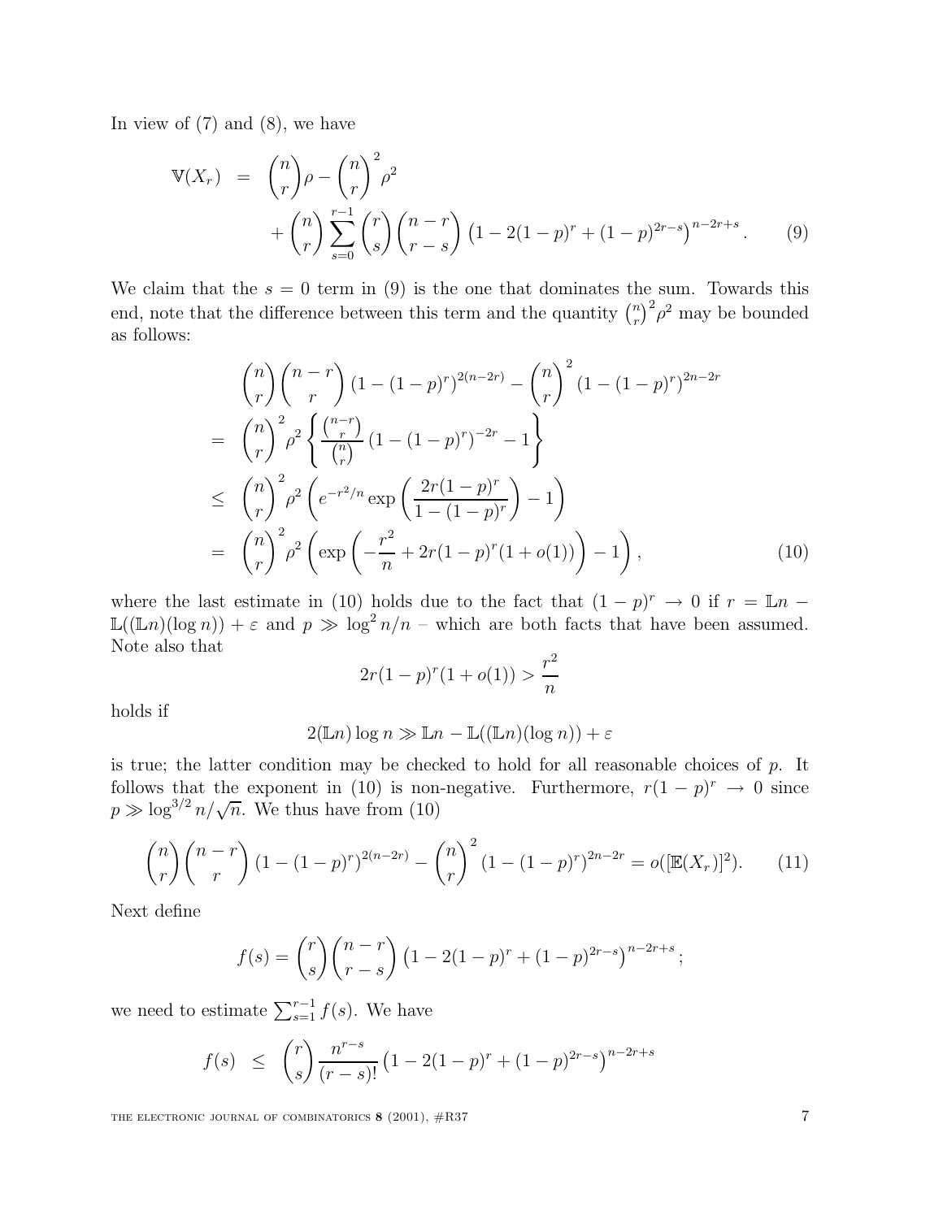In view of (7) and (8), we have

$$\mathbb{V}(X_r) \;=\; \binom{n}{r}\rho - \binom{n}{r}^2\rho^2 + \binom{n}{r}\sum_{s=0}^{r-1}\binom{r}{s}\binom{n-r}{r-s}\left(1-2(1-p)^r+(1-p)^{2r-s}\right)^{n-2r+s}. \tag{9}$$

We claim that the $s=0$ term in (9) is the one that dominates the sum. Towards this end, note that the difference between this term and the quantity $\binom{n}{r}^2\rho^2$ may be bounded as follows:

$$\begin{aligned}
&\binom{n}{r}\binom{n-r}{r}\left(1-(1-p)^r\right)^{2(n-2r)} - \binom{n}{r}^2\left(1-(1-p)^r\right)^{2n-2r} \\
&= \binom{n}{r}^2\rho^2\left\{\frac{\binom{n-r}{r}}{\binom{n}{r}}\left(1-(1-p)^r\right)^{-2r}-1\right\} \\
&\le \binom{n}{r}^2\rho^2\left(e^{-r^2/n}\exp\left(\frac{2r(1-p)^r}{1-(1-p)^r}\right)-1\right) \\
&= \binom{n}{r}^2\rho^2\left(\exp\left(-\frac{r^2}{n}+2r(1-p)^r(1+o(1))\right)-1\right),
\end{aligned} \tag{10}$$

where the last estimate in (10) holds due to the fact that $(1-p)^r\to 0$ if $r=\mathbb{L}n-\mathbb{L}((\mathbb{L}n)(\log n))+\varepsilon$ and $p\gg \log^2 n/n$ – which are both facts that have been assumed. Note also that

$$2r(1-p)^r(1+o(1)) > \frac{r^2}{n}$$

holds if

$$2(\mathbb{L}n)\log n \gg \mathbb{L}n-\mathbb{L}((\mathbb{L}n)(\log n))+\varepsilon$$

is true; the latter condition may be checked to hold for all reasonable choices of $p$. It follows that the exponent in (10) is non-negative. Furthermore, $r(1-p)^r\to 0$ since $p\gg \log^{3/2}n/\sqrt{n}$. We thus have from (10)

$$\binom{n}{r}\binom{n-r}{r}\left(1-(1-p)^r\right)^{2(n-2r)} - \binom{n}{r}^2\left(1-(1-p)^r\right)^{2n-2r} = o([\mathbb{E}(X_r)]^2). \tag{11}$$

Next define

$$f(s)=\binom{r}{s}\binom{n-r}{r-s}\left(1-2(1-p)^r+(1-p)^{2r-s}\right)^{n-2r+s};$$

we need to estimate $\sum_{s=1}^{r-1}f(s)$. We have

$$f(s) \;\le\; \binom{r}{s}\frac{n^{r-s}}{(r-s)!}\left(1-2(1-p)^r+(1-p)^{2r-s}\right)^{n-2r+s}$$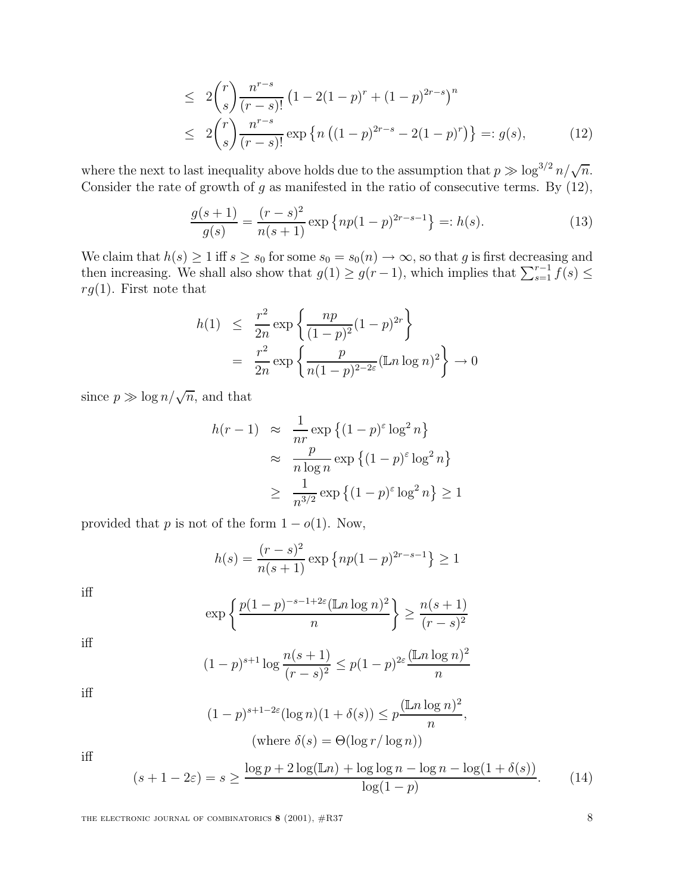$$
\begin{aligned}
&\leq \; 2\binom{r}{s}\frac{n^{r-s}}{(r-s)!}\left(1-2(1-p)^r+(1-p)^{2r-s}\right)^n \\
&\leq \; 2\binom{r}{s}\frac{n^{r-s}}{(r-s)!}\exp\left\{n\left((1-p)^{2r-s}-2(1-p)^r\right)\right\} =: g(s), \qquad (12)
\end{aligned}
$$

where the next to last inequality above holds due to the assumption that $p \gg \log^{3/2} n/\sqrt{n}$. Consider the rate of growth of $g$ as manifested in the ratio of consecutive terms. By (12),

$$
\frac{g(s+1)}{g(s)} = \frac{(r-s)^2}{n(s+1)}\exp\left\{np(1-p)^{2r-s-1}\right\} =: h(s). \qquad (13)
$$

We claim that $h(s) \geq 1$ iff $s \geq s_0$ for some $s_0 = s_0(n) \to \infty$, so that $g$ is first decreasing and then increasing. We shall also show that $g(1) \geq g(r-1)$, which implies that $\sum_{s=1}^{r-1} f(s) \leq rg(1)$. First note that

$$
\begin{aligned}
h(1) \;&\leq\; \frac{r^2}{2n}\exp\left\{\frac{np}{(1-p)^2}(1-p)^{2r}\right\} \\
&=\; \frac{r^2}{2n}\exp\left\{\frac{p}{n(1-p)^{2-2\varepsilon}}(\mathbb{L}n\log n)^2\right\} \to 0
\end{aligned}
$$

since $p \gg \log n/\sqrt{n}$, and that

$$
\begin{aligned}
h(r-1) \;&\approx\; \frac{1}{nr}\exp\left\{(1-p)^{\varepsilon}\log^2 n\right\} \\
&\approx\; \frac{p}{n\log n}\exp\left\{(1-p)^{\varepsilon}\log^2 n\right\} \\
&\geq\; \frac{1}{n^{3/2}}\exp\left\{(1-p)^{\varepsilon}\log^2 n\right\} \geq 1
\end{aligned}
$$

provided that $p$ is not of the form $1-o(1)$. Now,

$$
h(s) = \frac{(r-s)^2}{n(s+1)}\exp\left\{np(1-p)^{2r-s-1}\right\} \geq 1
$$

iff

$$
\exp\left\{\frac{p(1-p)^{-s-1+2\varepsilon}(\mathbb{L}n\log n)^2}{n}\right\} \geq \frac{n(s+1)}{(r-s)^2}
$$

iff

$$
(1-p)^{s+1}\log\frac{n(s+1)}{(r-s)^2} \leq p(1-p)^{2\varepsilon}\frac{(\mathbb{L}n\log n)^2}{n}
$$

iff

$$
(1-p)^{s+1-2\varepsilon}(\log n)(1+\delta(s)) \leq p\frac{(\mathbb{L}n\log n)^2}{n},
$$

$$
(\text{where } \delta(s) = \Theta(\log r/\log n))
$$

iff

$$
(s+1-2\varepsilon) = s \geq \frac{\log p + 2\log(\mathbb{L}n) + \log\log n - \log n - \log(1+\delta(s))}{\log(1-p)}. \qquad (14)
$$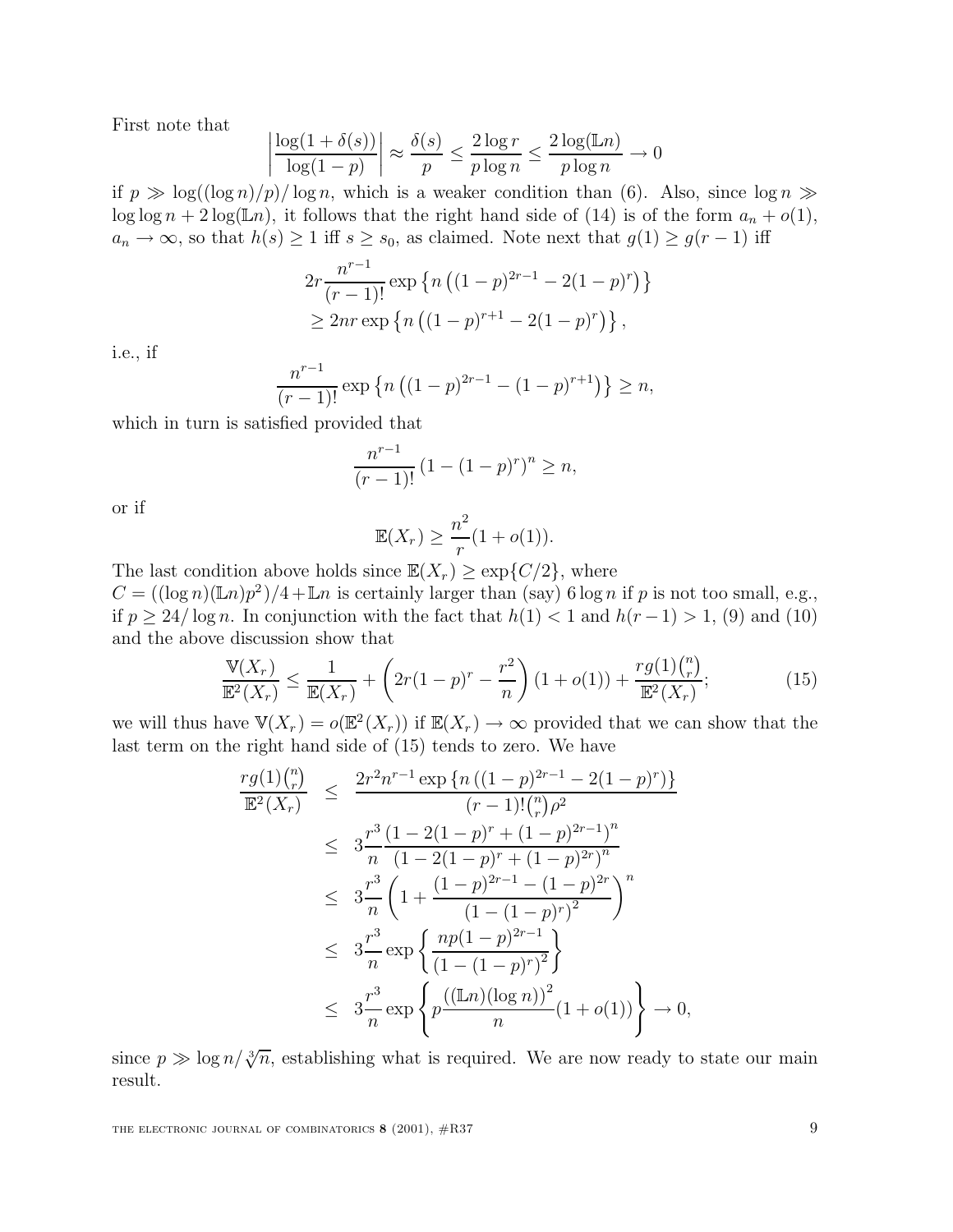First note that

$$\left|\frac{\log(1+\delta(s))}{\log(1-p)}\right| \approx \frac{\delta(s)}{p} \le \frac{2\log r}{p\log n} \le \frac{2\log(\mathbb{L}n)}{p\log n} \to 0$$

if $p \gg \log((\log n)/p)/\log n$, which is a weaker condition than (6). Also, since $\log n \gg \log\log n + 2\log(\mathbb{L}n)$, it follows that the right hand side of (14) is of the form $a_n + o(1)$, $a_n \to \infty$, so that $h(s) \ge 1$ iff $s \ge s_0$, as claimed. Note next that $g(1) \ge g(r-1)$ iff

$$\begin{aligned}
&2r\frac{n^{r-1}}{(r-1)!}\exp\left\{n\left((1-p)^{2r-1} - 2(1-p)^r\right)\right\} \\
&\quad \ge 2nr\exp\left\{n\left((1-p)^{r+1} - 2(1-p)^r\right)\right\},
\end{aligned}$$

i.e., if

$$\frac{n^{r-1}}{(r-1)!}\exp\left\{n\left((1-p)^{2r-1} - (1-p)^{r+1}\right)\right\} \ge n,$$

which in turn is satisfied provided that

$$\frac{n^{r-1}}{(r-1)!}\left(1-(1-p)^r\right)^n \ge n,$$

or if

$$\mathbb{E}(X_r) \ge \frac{n^2}{r}(1+o(1)).$$

The last condition above holds since $\mathbb{E}(X_r) \ge \exp\{C/2\}$, where $C = ((\log n)(\mathbb{L}n)p^2)/4 + \mathbb{L}n$ is certainly larger than (say) $6\log n$ if $p$ is not too small, e.g., if $p \ge 24/\log n$. In conjunction with the fact that $h(1) < 1$ and $h(r-1) > 1$, (9) and (10) and the above discussion show that

$$\frac{\mathbb{V}(X_r)}{\mathbb{E}^2(X_r)} \le \frac{1}{\mathbb{E}(X_r)} + \left(2r(1-p)^r - \frac{r^2}{n}\right)(1+o(1)) + \frac{rg(1)\binom{n}{r}}{\mathbb{E}^2(X_r)}; \tag{15}$$

we will thus have $\mathbb{V}(X_r) = o(\mathbb{E}^2(X_r))$ if $\mathbb{E}(X_r) \to \infty$ provided that we can show that the last term on the right hand side of (15) tends to zero. We have

$$\begin{aligned}
\frac{rg(1)\binom{n}{r}}{\mathbb{E}^2(X_r)} &\le \frac{2r^2n^{r-1}\exp\left\{n\left((1-p)^{2r-1} - 2(1-p)^r\right)\right\}}{(r-1)!\binom{n}{r}\rho^2} \\
&\le 3\frac{r^3}{n}\frac{\left(1-2(1-p)^r + (1-p)^{2r-1}\right)^n}{\left(1-2(1-p)^r + (1-p)^{2r}\right)^n} \\
&\le 3\frac{r^3}{n}\left(1 + \frac{(1-p)^{2r-1} - (1-p)^{2r}}{\left(1-(1-p)^r\right)^2}\right)^n \\
&\le 3\frac{r^3}{n}\exp\left\{\frac{np(1-p)^{2r-1}}{\left(1-(1-p)^r\right)^2}\right\} \\
&\le 3\frac{r^3}{n}\exp\left\{p\frac{\left((\mathbb{L}n)(\log n)\right)^2}{n}(1+o(1))\right\} \to 0,
\end{aligned}$$

since $p \gg \log n/\sqrt[3]{n}$, establishing what is required. We are now ready to state our main result.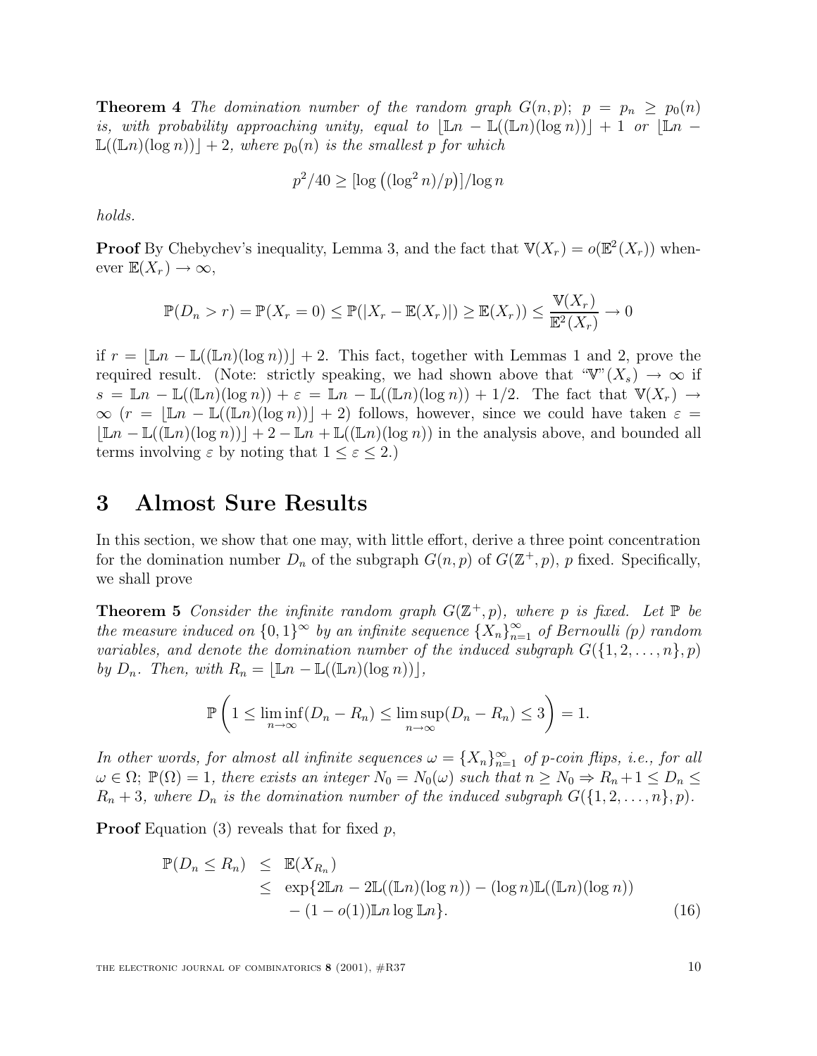**Theorem 4** *The domination number of the random graph $G(n, p)$; $p = p_n \geq p_0(n)$ is, with probability approaching unity, equal to $\lfloor \mathbb{L}n - \mathbb{L}((\mathbb{L}n)(\log n)) \rfloor + 1$ or $\lfloor \mathbb{L}n - \mathbb{L}((\mathbb{L}n)(\log n)) \rfloor + 2$, where $p_0(n)$ is the smallest $p$ for which*

$$p^2/40 \geq [\log\left((\log^2 n)/p\right)]/\log n$$

*holds.*

**Proof** By Chebychev's inequality, Lemma 3, and the fact that $\mathbb{V}(X_r) = o(\mathbb{E}^2(X_r))$ whenever $\mathbb{E}(X_r) \to \infty$,

$$\mathbb{P}(D_n > r) = \mathbb{P}(X_r = 0) \leq \mathbb{P}(|X_r - \mathbb{E}(X_r)|) \geq \mathbb{E}(X_r)) \leq \frac{\mathbb{V}(X_r)}{\mathbb{E}^2(X_r)} \to 0$$

if $r = \lfloor \mathbb{L}n - \mathbb{L}((\mathbb{L}n)(\log n)) \rfloor + 2$. This fact, together with Lemmas 1 and 2, prove the required result. (Note: strictly speaking, we had shown above that "$\mathbb{V}$"$(X_s) \to \infty$ if $s = \mathbb{L}n - \mathbb{L}((\mathbb{L}n)(\log n)) + \varepsilon = \mathbb{L}n - \mathbb{L}((\mathbb{L}n)(\log n)) + 1/2$. The fact that $\mathbb{V}(X_r) \to \infty$ ($r = \lfloor \mathbb{L}n - \mathbb{L}((\mathbb{L}n)(\log n)) \rfloor + 2$) follows, however, since we could have taken $\varepsilon = \lfloor \mathbb{L}n - \mathbb{L}((\mathbb{L}n)(\log n)) \rfloor + 2 - \mathbb{L}n + \mathbb{L}((\mathbb{L}n)(\log n))$ in the analysis above, and bounded all terms involving $\varepsilon$ by noting that $1 \leq \varepsilon \leq 2$.)

# 3 Almost Sure Results

In this section, we show that one may, with little effort, derive a three point concentration for the domination number $D_n$ of the subgraph $G(n, p)$ of $G(\mathbb{Z}^+, p)$, $p$ fixed. Specifically, we shall prove

**Theorem 5** *Consider the infinite random graph $G(\mathbb{Z}^+, p)$, where $p$ is fixed. Let $\mathbb{P}$ be the measure induced on $\{0, 1\}^\infty$ by an infinite sequence $\{X_n\}_{n=1}^\infty$ of Bernoulli $(p)$ random variables, and denote the domination number of the induced subgraph $G(\{1, 2, \ldots, n\}, p)$ by $D_n$. Then, with $R_n = \lfloor \mathbb{L}n - \mathbb{L}((\mathbb{L}n)(\log n)) \rfloor$,*

$$\mathbb{P}\left(1 \leq \liminf_{n\to\infty}(D_n - R_n) \leq \limsup_{n\to\infty}(D_n - R_n) \leq 3\right) = 1.$$

*In other words, for almost all infinite sequences $\omega = \{X_n\}_{n=1}^\infty$ of $p$-coin flips, i.e., for all $\omega \in \Omega$; $\mathbb{P}(\Omega) = 1$, there exists an integer $N_0 = N_0(\omega)$ such that $n \geq N_0 \Rightarrow R_n + 1 \leq D_n \leq R_n + 3$, where $D_n$ is the domination number of the induced subgraph $G(\{1, 2, \ldots, n\}, p)$.*

**Proof** Equation (3) reveals that for fixed $p$,

$$\begin{aligned}
\mathbb{P}(D_n \leq R_n) &\leq \mathbb{E}(X_{R_n}) \\
&\leq \exp\{2\mathbb{L}n - 2\mathbb{L}((\mathbb{L}n)(\log n)) - (\log n)\mathbb{L}((\mathbb{L}n)(\log n)) \\
&\quad - (1 - o(1))\mathbb{L}n \log \mathbb{L}n\}. \qquad (16)
\end{aligned}$$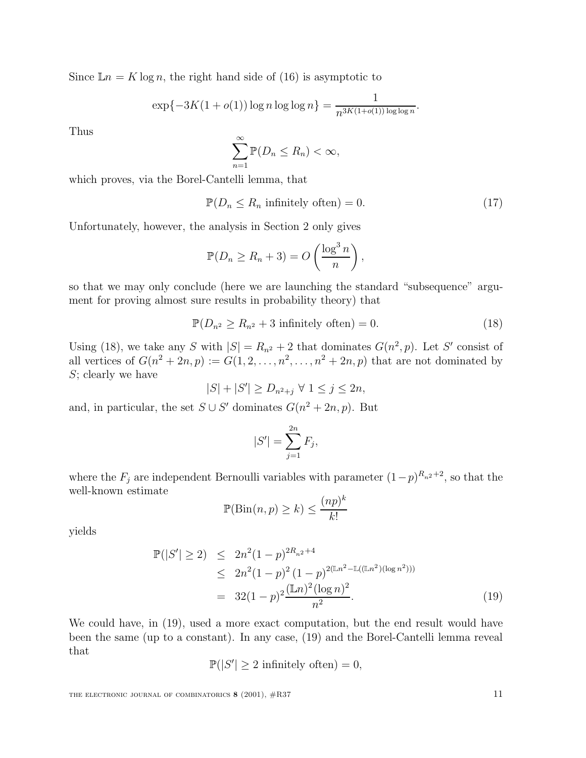Since $\mathbb{L}n = K \log n$, the right hand side of (16) is asymptotic to

$$\exp\{-3K(1+o(1))\log n \log\log n\} = \frac{1}{n^{3K(1+o(1))\log\log n}}.$$

Thus

$$\sum_{n=1}^{\infty} \mathbb{P}(D_n \le R_n) < \infty,$$

which proves, via the Borel-Cantelli lemma, that

$$\mathbb{P}(D_n \le R_n \text{ infinitely often}) = 0. \tag{17}$$

Unfortunately, however, the analysis in Section 2 only gives

$$\mathbb{P}(D_n \ge R_n + 3) = O\left(\frac{\log^3 n}{n}\right),$$

so that we may only conclude (here we are launching the standard "subsequence" argument for proving almost sure results in probability theory) that

$$\mathbb{P}(D_{n^2} \ge R_{n^2} + 3 \text{ infinitely often}) = 0. \tag{18}$$

Using (18), we take any $S$ with $|S| = R_{n^2} + 2$ that dominates $G(n^2, p)$. Let $S'$ consist of all vertices of $G(n^2 + 2n, p) := G(1, 2, \ldots, n^2, \ldots, n^2 + 2n, p)$ that are not dominated by $S$; clearly we have

$$|S| + |S'| \ge D_{n^2+j} \ \forall\ 1 \le j \le 2n,$$

and, in particular, the set $S \cup S'$ dominates $G(n^2 + 2n, p)$. But

$$|S'| = \sum_{j=1}^{2n} F_j,$$

where the $F_j$ are independent Bernoulli variables with parameter $(1-p)^{R_{n^2}+2}$, so that the well-known estimate

$$\mathbb{P}(\text{Bin}(n,p) \ge k) \le \frac{(np)^k}{k!}$$

yields

$$\begin{aligned}
\mathbb{P}(|S'| \ge 2) &\le 2n^2(1-p)^{2R_{n^2}+4} \\
&\le 2n^2(1-p)^2\,(1-p)^{2(\mathbb{L}n^2 - \mathbb{L}((\mathbb{L}n^2)(\log n^2)))} \\
&= 32(1-p)^2 \frac{(\mathbb{L}n)^2(\log n)^2}{n^2}.
\end{aligned} \tag{19}$$

We could have, in (19), used a more exact computation, but the end result would have been the same (up to a constant). In any case, (19) and the Borel-Cantelli lemma reveal that

$$\mathbb{P}(|S'| \ge 2 \text{ infinitely often}) = 0,$$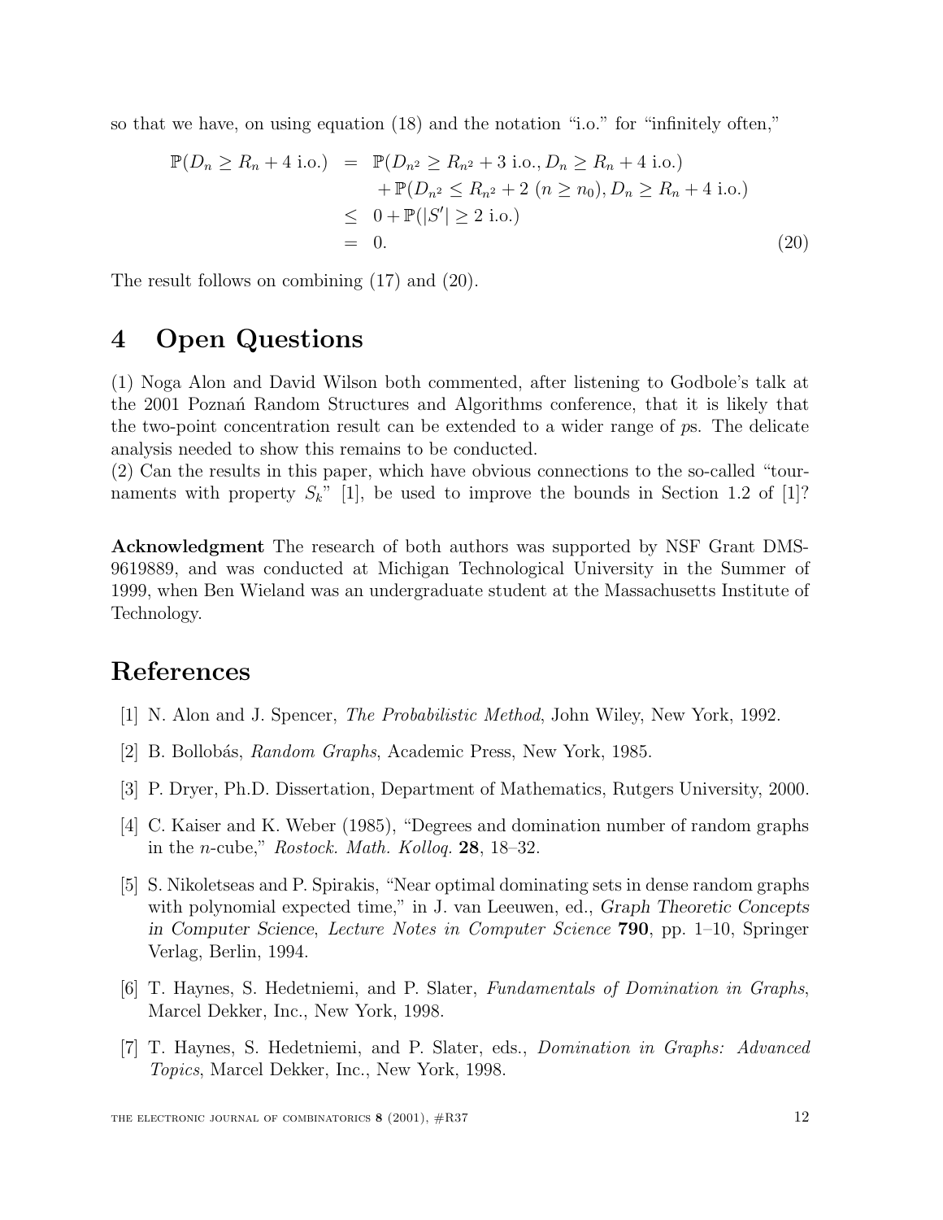so that we have, on using equation (18) and the notation "i.o." for "infinitely often,"

$$
\begin{aligned}
\mathbb{P}(D_n \geq R_n + 4 \text{ i.o.}) &= \mathbb{P}(D_{n^2} \geq R_{n^2} + 3 \text{ i.o.}, D_n \geq R_n + 4 \text{ i.o.}) \\
&\quad + \mathbb{P}(D_{n^2} \leq R_{n^2} + 2 \ (n \geq n_0), D_n \geq R_n + 4 \text{ i.o.}) \\
&\leq 0 + \mathbb{P}(|S'| \geq 2 \text{ i.o.}) \\
&= 0. \qquad (20)
\end{aligned}
$$

The result follows on combining (17) and (20).

# 4 Open Questions

(1) Noga Alon and David Wilson both commented, after listening to Godbole's talk at the 2001 Poznań Random Structures and Algorithms conference, that it is likely that the two-point concentration result can be extended to a wider range of $p$s. The delicate analysis needed to show this remains to be conducted.
(2) Can the results in this paper, which have obvious connections to the so-called "tournaments with property $S_k$" [1], be used to improve the bounds in Section 1.2 of [1]?

**Acknowledgment** The research of both authors was supported by NSF Grant DMS-9619889, and was conducted at Michigan Technological University in the Summer of 1999, when Ben Wieland was an undergraduate student at the Massachusetts Institute of Technology.

# References

[1] N. Alon and J. Spencer, *The Probabilistic Method*, John Wiley, New York, 1992.

[2] B. Bollobás, *Random Graphs*, Academic Press, New York, 1985.

[3] P. Dryer, Ph.D. Dissertation, Department of Mathematics, Rutgers University, 2000.

[4] C. Kaiser and K. Weber (1985), "Degrees and domination number of random graphs in the $n$-cube," *Rostock. Math. Kolloq.* **28**, 18–32.

[5] S. Nikoletseas and P. Spirakis, "Near optimal dominating sets in dense random graphs with polynomial expected time," in J. van Leeuwen, ed., *Graph Theoretic Concepts in Computer Science*, *Lecture Notes in Computer Science* **790**, pp. 1–10, Springer Verlag, Berlin, 1994.

[6] T. Haynes, S. Hedetniemi, and P. Slater, *Fundamentals of Domination in Graphs*, Marcel Dekker, Inc., New York, 1998.

[7] T. Haynes, S. Hedetniemi, and P. Slater, eds., *Domination in Graphs: Advanced Topics*, Marcel Dekker, Inc., New York, 1998.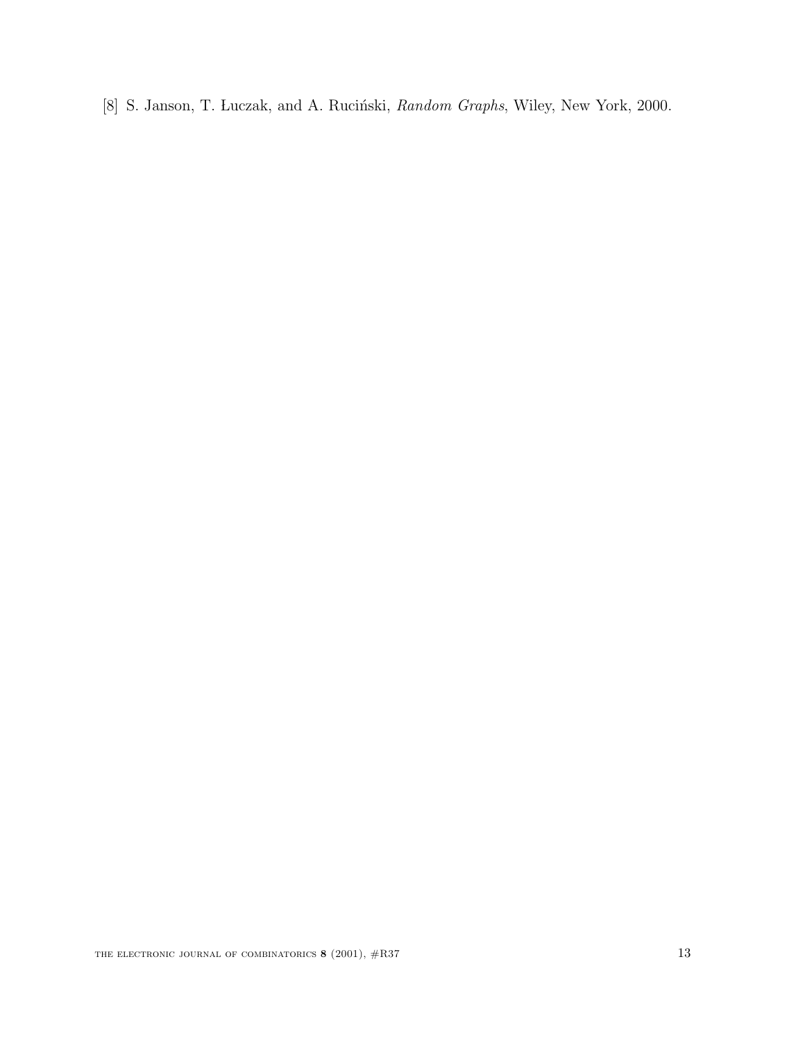[8] S. Janson, T. Łuczak, and A. Ruciński, *Random Graphs*, Wiley, New York, 2000.